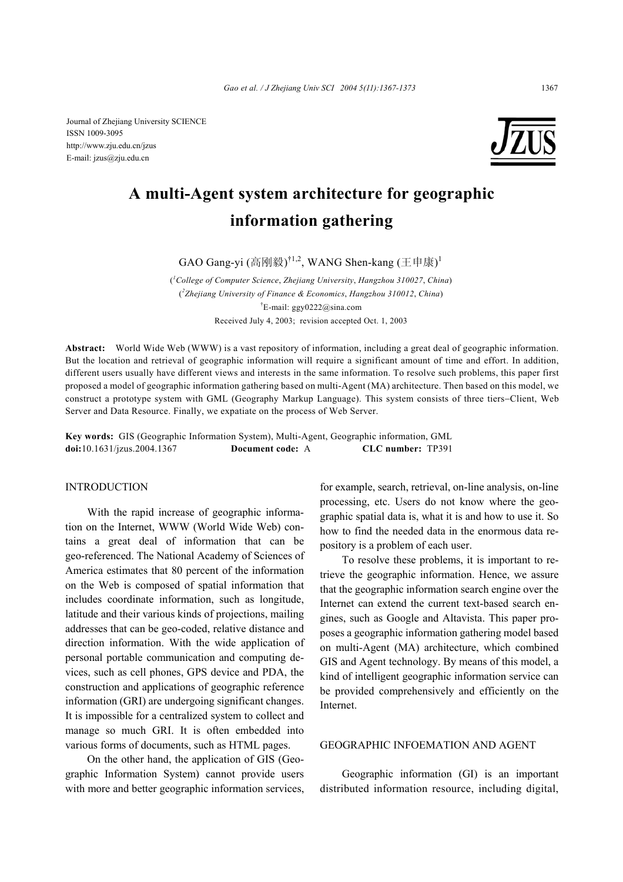Journal of Zhejiang University SCIENCE
ISSN 1009-3095
http://www.zju.edu.cn/jzus
E-mail: jzus@zju.edu.cn

# A multi-Agent system architecture for geographic information gathering

GAO Gang-yi (高刚毅)[†1,2], WANG Shen-kang (王申康)[1]

([1]*College of Computer Science*, *Zhejiang University*, *Hangzhou 310027*, *China*)
([2]*Zhejiang University of Finance & Economics*, *Hangzhou 310012*, *China*)
[†]E-mail: ggy0222@sina.com
Received July 4, 2003; revision accepted Oct. 1, 2003

**Abstract:** World Wide Web (WWW) is a vast repository of information, including a great deal of geographic information. But the location and retrieval of geographic information will require a significant amount of time and effort. In addition, different users usually have different views and interests in the same information. To resolve such problems, this paper first proposed a model of geographic information gathering based on multi-Agent (MA) architecture. Then based on this model, we construct a prototype system with GML (Geography Markup Language). This system consists of three tiers–Client, Web Server and Data Resource. Finally, we expatiate on the process of Web Server.

**Key words:** GIS (Geographic Information System), Multi-Agent, Geographic information, GML
**doi:**10.1631/jzus.2004.1367 **Document code:** A **CLC number:** TP391

## INTRODUCTION

With the rapid increase of geographic information on the Internet, WWW (World Wide Web) contains a great deal of information that can be geo-referenced. The National Academy of Sciences of America estimates that 80 percent of the information on the Web is composed of spatial information that includes coordinate information, such as longitude, latitude and their various kinds of projections, mailing addresses that can be geo-coded, relative distance and direction information. With the wide application of personal portable communication and computing devices, such as cell phones, GPS device and PDA, the construction and applications of geographic reference information (GRI) are undergoing significant changes. It is impossible for a centralized system to collect and manage so much GRI. It is often embedded into various forms of documents, such as HTML pages.

On the other hand, the application of GIS (Geographic Information System) cannot provide users with more and better geographic information services, for example, search, retrieval, on-line analysis, on-line processing, etc. Users do not know where the geographic spatial data is, what it is and how to use it. So how to find the needed data in the enormous data repository is a problem of each user.

To resolve these problems, it is important to retrieve the geographic information. Hence, we assure that the geographic information search engine over the Internet can extend the current text-based search engines, such as Google and Altavista. This paper proposes a geographic information gathering model based on multi-Agent (MA) architecture, which combined GIS and Agent technology. By means of this model, a kind of intelligent geographic information service can be provided comprehensively and efficiently on the Internet.

## GEOGRAPHIC INFOEMATION AND AGENT

Geographic information (GI) is an important distributed information resource, including digital,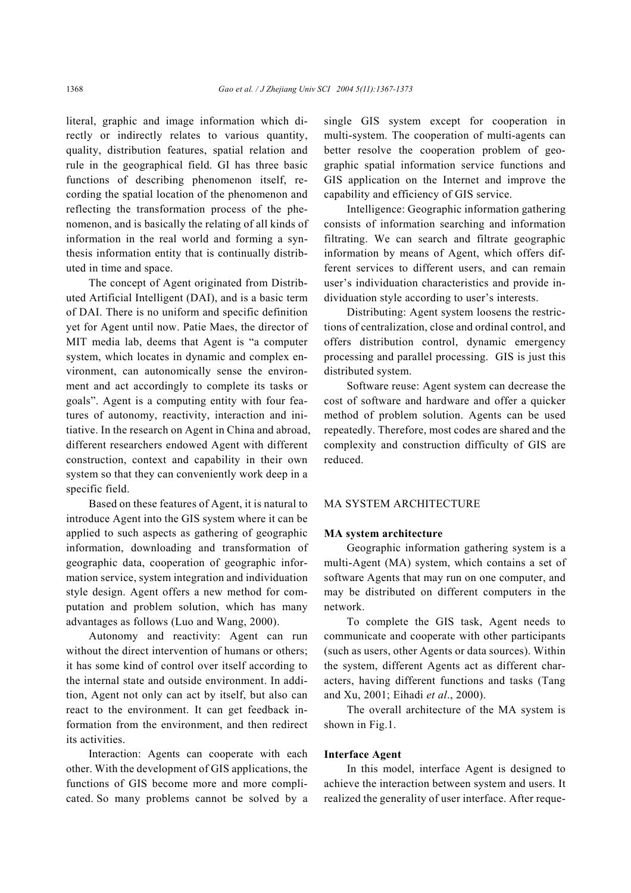literal, graphic and image information which directly or indirectly relates to various quantity, quality, distribution features, spatial relation and rule in the geographical field. GI has three basic functions of describing phenomenon itself, recording the spatial location of the phenomenon and reflecting the transformation process of the phenomenon, and is basically the relating of all kinds of information in the real world and forming a synthesis information entity that is continually distributed in time and space.

The concept of Agent originated from Distributed Artificial Intelligent (DAI), and is a basic term of DAI. There is no uniform and specific definition yet for Agent until now. Patie Maes, the director of MIT media lab, deems that Agent is "a computer system, which locates in dynamic and complex environment, can autonomically sense the environment and act accordingly to complete its tasks or goals". Agent is a computing entity with four features of autonomy, reactivity, interaction and initiative. In the research on Agent in China and abroad, different researchers endowed Agent with different construction, context and capability in their own system so that they can conveniently work deep in a specific field.

Based on these features of Agent, it is natural to introduce Agent into the GIS system where it can be applied to such aspects as gathering of geographic information, downloading and transformation of geographic data, cooperation of geographic information service, system integration and individuation style design. Agent offers a new method for computation and problem solution, which has many advantages as follows (Luo and Wang, 2000).

Autonomy and reactivity: Agent can run without the direct intervention of humans or others; it has some kind of control over itself according to the internal state and outside environment. In addition, Agent not only can act by itself, but also can react to the environment. It can get feedback information from the environment, and then redirect its activities.

Interaction: Agents can cooperate with each other. With the development of GIS applications, the functions of GIS become more and more complicated. So many problems cannot be solved by a single GIS system except for cooperation in multi-system. The cooperation of multi-agents can better resolve the cooperation problem of geographic spatial information service functions and GIS application on the Internet and improve the capability and efficiency of GIS service.

Intelligence: Geographic information gathering consists of information searching and information filtrating. We can search and filtrate geographic information by means of Agent, which offers different services to different users, and can remain user's individuation characteristics and provide individuation style according to user's interests.

Distributing: Agent system loosens the restrictions of centralization, close and ordinal control, and offers distribution control, dynamic emergency processing and parallel processing. GIS is just this distributed system.

Software reuse: Agent system can decrease the cost of software and hardware and offer a quicker method of problem solution. Agents can be used repeatedly. Therefore, most codes are shared and the complexity and construction difficulty of GIS are reduced.

## MA SYSTEM ARCHITECTURE

### MA system architecture

Geographic information gathering system is a multi-Agent (MA) system, which contains a set of software Agents that may run on one computer, and may be distributed on different computers in the network.

To complete the GIS task, Agent needs to communicate and cooperate with other participants (such as users, other Agents or data sources). Within the system, different Agents act as different characters, having different functions and tasks (Tang and Xu, 2001; Eihadi *et al*., 2000).

The overall architecture of the MA system is shown in Fig.1.

### Interface Agent

In this model, interface Agent is designed to achieve the interaction between system and users. It realized the generality of user interface. After reque-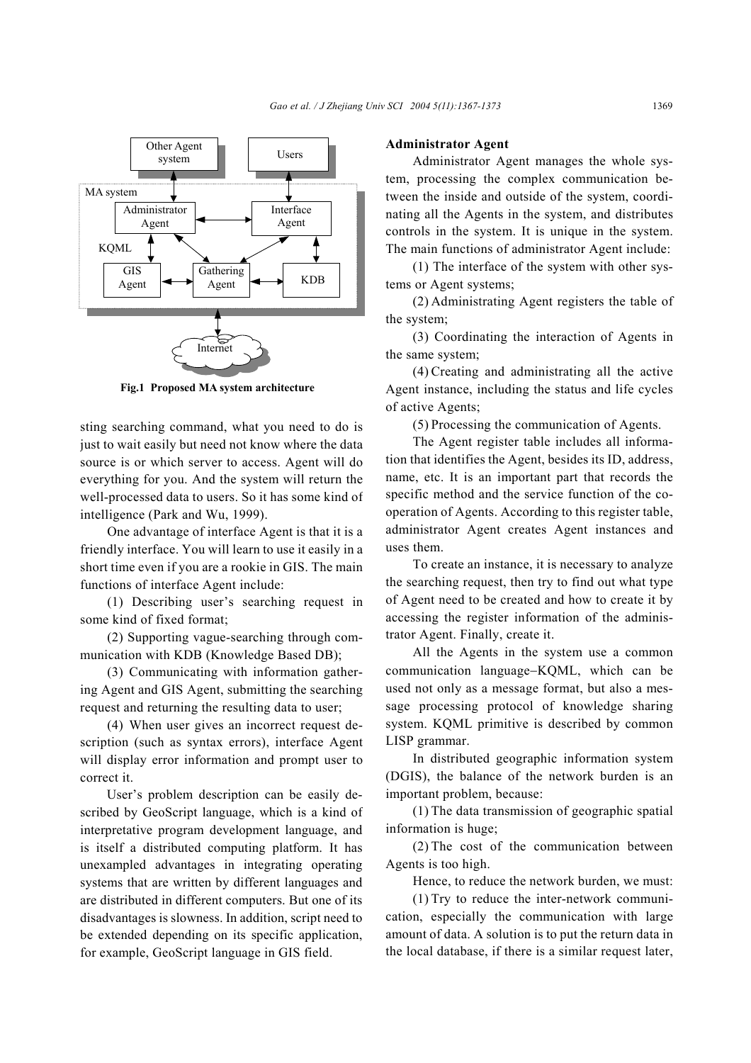Fig.1 Proposed MA system architecture

sting searching command, what you need to do is just to wait easily but need not know where the data source is or which server to access. Agent will do everything for you. And the system will return the well-processed data to users. So it has some kind of intelligence (Park and Wu, 1999).

One advantage of interface Agent is that it is a friendly interface. You will learn to use it easily in a short time even if you are a rookie in GIS. The main functions of interface Agent include:

(1) Describing user's searching request in some kind of fixed format;

(2) Supporting vague-searching through communication with KDB (Knowledge Based DB);

(3) Communicating with information gathering Agent and GIS Agent, submitting the searching request and returning the resulting data to user;

(4) When user gives an incorrect request description (such as syntax errors), interface Agent will display error information and prompt user to correct it.

User's problem description can be easily described by GeoScript language, which is a kind of interpretative program development language, and is itself a distributed computing platform. It has unexampled advantages in integrating operating systems that are written by different languages and are distributed in different computers. But one of its disadvantages is slowness. In addition, script need to be extended depending on its specific application, for example, GeoScript language in GIS field.

**Administrator Agent**

Administrator Agent manages the whole system, processing the complex communication between the inside and outside of the system, coordinating all the Agents in the system, and distributes controls in the system. It is unique in the system. The main functions of administrator Agent include:

(1) The interface of the system with other systems or Agent systems;

(2) Administrating Agent registers the table of the system;

(3) Coordinating the interaction of Agents in the same system;

(4) Creating and administrating all the active Agent instance, including the status and life cycles of active Agents;

(5) Processing the communication of Agents.

The Agent register table includes all information that identifies the Agent, besides its ID, address, name, etc. It is an important part that records the specific method and the service function of the cooperation of Agents. According to this register table, administrator Agent creates Agent instances and uses them.

To create an instance, it is necessary to analyze the searching request, then try to find out what type of Agent need to be created and how to create it by accessing the register information of the administrator Agent. Finally, create it.

All the Agents in the system use a common communication language–KQML, which can be used not only as a message format, but also a message processing protocol of knowledge sharing system. KQML primitive is described by common LISP grammar.

In distributed geographic information system (DGIS), the balance of the network burden is an important problem, because:

(1) The data transmission of geographic spatial information is huge;

(2) The cost of the communication between Agents is too high.

Hence, to reduce the network burden, we must:

(1) Try to reduce the inter-network communication, especially the communication with large amount of data. A solution is to put the return data in the local database, if there is a similar request later,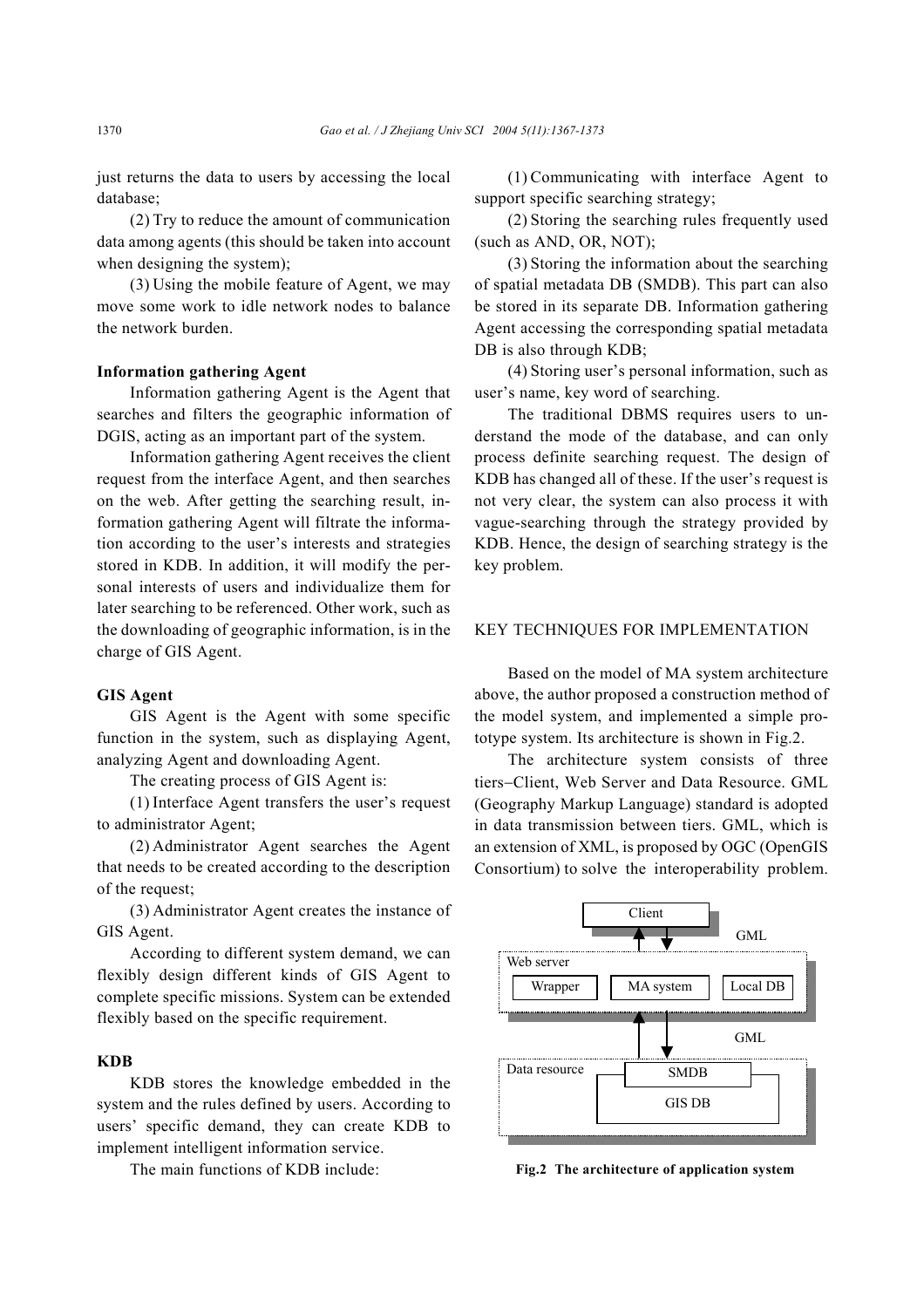just returns the data to users by accessing the local database;

(2) Try to reduce the amount of communication data among agents (this should be taken into account when designing the system);

(3) Using the mobile feature of Agent, we may move some work to idle network nodes to balance the network burden.

**Information gathering Agent**

Information gathering Agent is the Agent that searches and filters the geographic information of DGIS, acting as an important part of the system.

Information gathering Agent receives the client request from the interface Agent, and then searches on the web. After getting the searching result, information gathering Agent will filtrate the information according to the user's interests and strategies stored in KDB. In addition, it will modify the personal interests of users and individualize them for later searching to be referenced. Other work, such as the downloading of geographic information, is in the charge of GIS Agent.

**GIS Agent**

GIS Agent is the Agent with some specific function in the system, such as displaying Agent, analyzing Agent and downloading Agent.

The creating process of GIS Agent is:

(1) Interface Agent transfers the user's request to administrator Agent;

(2) Administrator Agent searches the Agent that needs to be created according to the description of the request;

(3) Administrator Agent creates the instance of GIS Agent.

According to different system demand, we can flexibly design different kinds of GIS Agent to complete specific missions. System can be extended flexibly based on the specific requirement.

**KDB**

KDB stores the knowledge embedded in the system and the rules defined by users. According to users' specific demand, they can create KDB to implement intelligent information service.

The main functions of KDB include:

(1) Communicating with interface Agent to support specific searching strategy;

(2) Storing the searching rules frequently used (such as AND, OR, NOT);

(3) Storing the information about the searching of spatial metadata DB (SMDB). This part can also be stored in its separate DB. Information gathering Agent accessing the corresponding spatial metadata DB is also through KDB;

(4) Storing user's personal information, such as user's name, key word of searching.

The traditional DBMS requires users to understand the mode of the database, and can only process definite searching request. The design of KDB has changed all of these. If the user's request is not very clear, the system can also process it with vague-searching through the strategy provided by KDB. Hence, the design of searching strategy is the key problem.

## KEY TECHNIQUES FOR IMPLEMENTATION

Based on the model of MA system architecture above, the author proposed a construction method of the model system, and implemented a simple prototype system. Its architecture is shown in Fig.2.

The architecture system consists of three tiers–Client, Web Server and Data Resource. GML (Geography Markup Language) standard is adopted in data transmission between tiers. GML, which is an extension of XML, is proposed by OGC (OpenGIS Consortium) to solve the interoperability problem.

Client

GML

Web server

Wrapper | MA system | Local DB

GML

Data resource

SMDB

GIS DB

**Fig.2 The architecture of application system**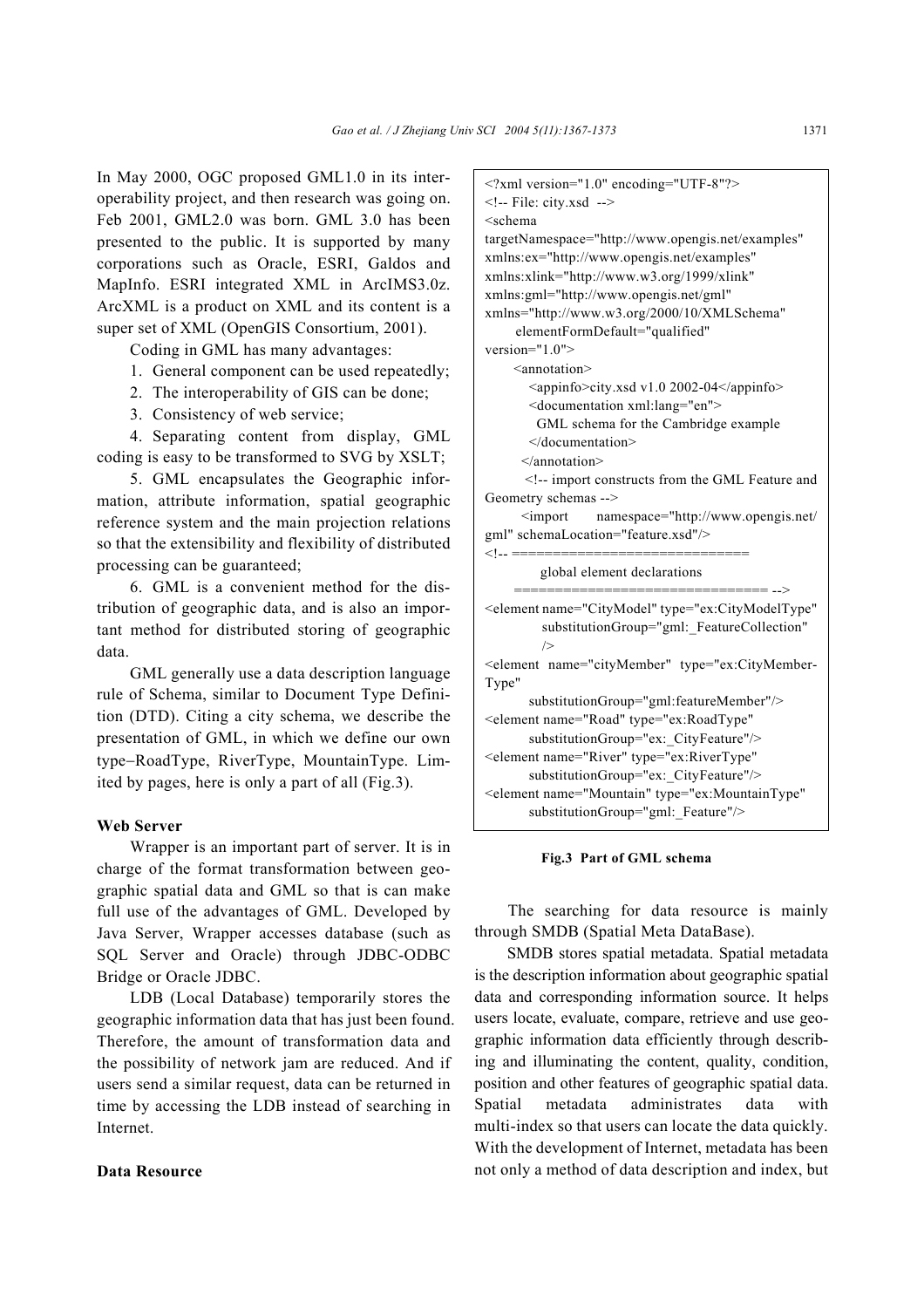In May 2000, OGC proposed GML1.0 in its interoperability project, and then research was going on. Feb 2001, GML2.0 was born. GML 3.0 has been presented to the public. It is supported by many corporations such as Oracle, ESRI, Galdos and MapInfo. ESRI integrated XML in ArcIMS3.0z. ArcXML is a product on XML and its content is a super set of XML (OpenGIS Consortium, 2001).

Coding in GML has many advantages:

1. General component can be used repeatedly;
2. The interoperability of GIS can be done;
3. Consistency of web service;
4. Separating content from display, GML coding is easy to be transformed to SVG by XSLT;
5. GML encapsulates the Geographic information, attribute information, spatial geographic reference system and the main projection relations so that the extensibility and flexibility of distributed processing can be guaranteed;
6. GML is a convenient method for the distribution of geographic data, and is also an important method for distributed storing of geographic data.

GML generally use a data description language rule of Schema, similar to Document Type Definition (DTD). Citing a city schema, we describe the presentation of GML, in which we define our own type–RoadType, RiverType, MountainType. Limited by pages, here is only a part of all (Fig.3).

```
<?xml version="1.0" encoding="UTF-8"?>
<!-- File: city.xsd  -->
<schema
targetNamespace="http://www.opengis.net/examples"
xmlns:ex="http://www.opengis.net/examples"
xmlns:xlink="http://www.w3.org/1999/xlink"
xmlns:gml="http://www.opengis.net/gml"
xmlns="http://www.w3.org/2000/10/XMLSchema"
    elementFormDefault="qualified"
version="1.0">
    <annotation>
       <appinfo>city.xsd v1.0 2002-04</appinfo>
       <documentation xml:lang="en">
         GML schema for the Cambridge example
       </documentation>
    </annotation>
     <!-- import constructs from the GML Feature and
Geometry schemas -->
     <import    namespace="http://www.opengis.net/
gml" schemaLocation="feature.xsd"/>
<!-- ==============================
         global element declarations
    =============================== -->
<element name="CityModel" type="ex:CityModelType"
         substitutionGroup="gml:_FeatureCollection"
         />
<element  name="cityMember"  type="ex:CityMember-
Type"
       substitutionGroup="gml:featureMember"/>
<element name="Road" type="ex:RoadType"
       substitutionGroup="ex:_CityFeature"/>
<element name="River" type="ex:RiverType"
       substitutionGroup="ex:_CityFeature"/>
<element name="Mountain" type="ex:MountainType"
       substitutionGroup="gml:_Feature"/>
```

**Fig.3 Part of GML schema**

**Web Server**

Wrapper is an important part of server. It is in charge of the format transformation between geographic spatial data and GML so that is can make full use of the advantages of GML. Developed by Java Server, Wrapper accesses database (such as SQL Server and Oracle) through JDBC-ODBC Bridge or Oracle JDBC.

LDB (Local Database) temporarily stores the geographic information data that has just been found. Therefore, the amount of transformation data and the possibility of network jam are reduced. And if users send a similar request, data can be returned in time by accessing the LDB instead of searching in Internet.

**Data Resource**

The searching for data resource is mainly through SMDB (Spatial Meta DataBase).

SMDB stores spatial metadata. Spatial metadata is the description information about geographic spatial data and corresponding information source. It helps users locate, evaluate, compare, retrieve and use geographic information data efficiently through describing and illuminating the content, quality, condition, position and other features of geographic spatial data. Spatial metadata administrates data with multi-index so that users can locate the data quickly. With the development of Internet, metadata has been not only a method of data description and index, but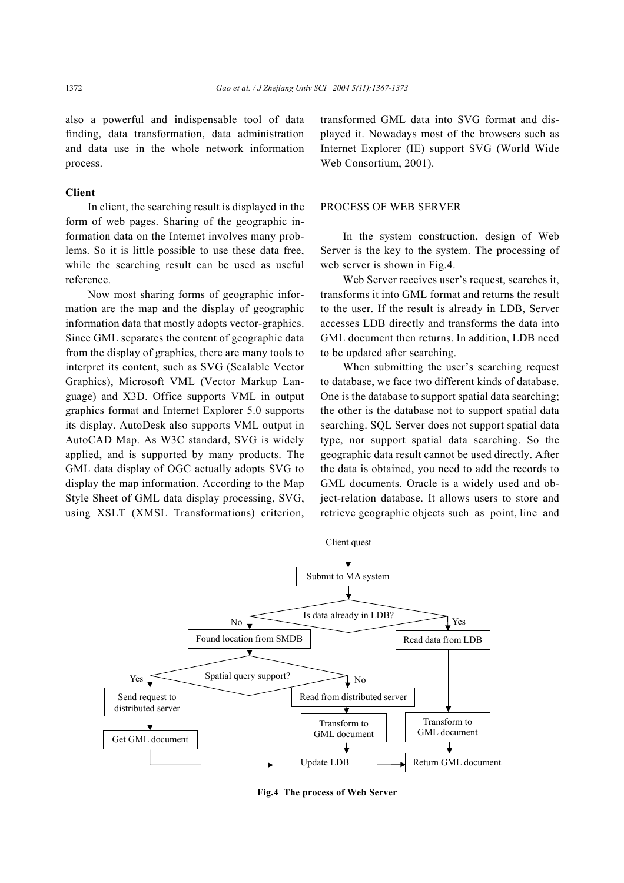also a powerful and indispensable tool of data finding, data transformation, data administration and data use in the whole network information process.

### Client

In client, the searching result is displayed in the form of web pages. Sharing of the geographic information data on the Internet involves many problems. So it is little possible to use these data free, while the searching result can be used as useful reference.

Now most sharing forms of geographic information are the map and the display of geographic information data that mostly adopts vector-graphics. Since GML separates the content of geographic data from the display of graphics, there are many tools to interpret its content, such as SVG (Scalable Vector Graphics), Microsoft VML (Vector Markup Language) and X3D. Office supports VML in output graphics format and Internet Explorer 5.0 supports its display. AutoDesk also supports VML output in AutoCAD Map. As W3C standard, SVG is widely applied, and is supported by many products. The GML data display of OGC actually adopts SVG to display the map information. According to the Map Style Sheet of GML data display processing, SVG, using XSLT (XMSL Transformations) criterion, transformed GML data into SVG format and displayed it. Nowadays most of the browsers such as Internet Explorer (IE) support SVG (World Wide Web Consortium, 2001).

## PROCESS OF WEB SERVER

In the system construction, design of Web Server is the key to the system. The processing of web server is shown in Fig.4.

Web Server receives user's request, searches it, transforms it into GML format and returns the result to the user. If the result is already in LDB, Server accesses LDB directly and transforms the data into GML document then returns. In addition, LDB need to be updated after searching.

When submitting the user's searching request to database, we face two different kinds of database. One is the database to support spatial data searching; the other is the database not to support spatial data searching. SQL Server does not support spatial data type, nor support spatial data searching. So the geographic data result cannot be used directly. After the data is obtained, you need to add the records to GML documents. Oracle is a widely used and object-relation database. It allows users to store and retrieve geographic objects such as point, line and

**Fig.4 The process of Web Server**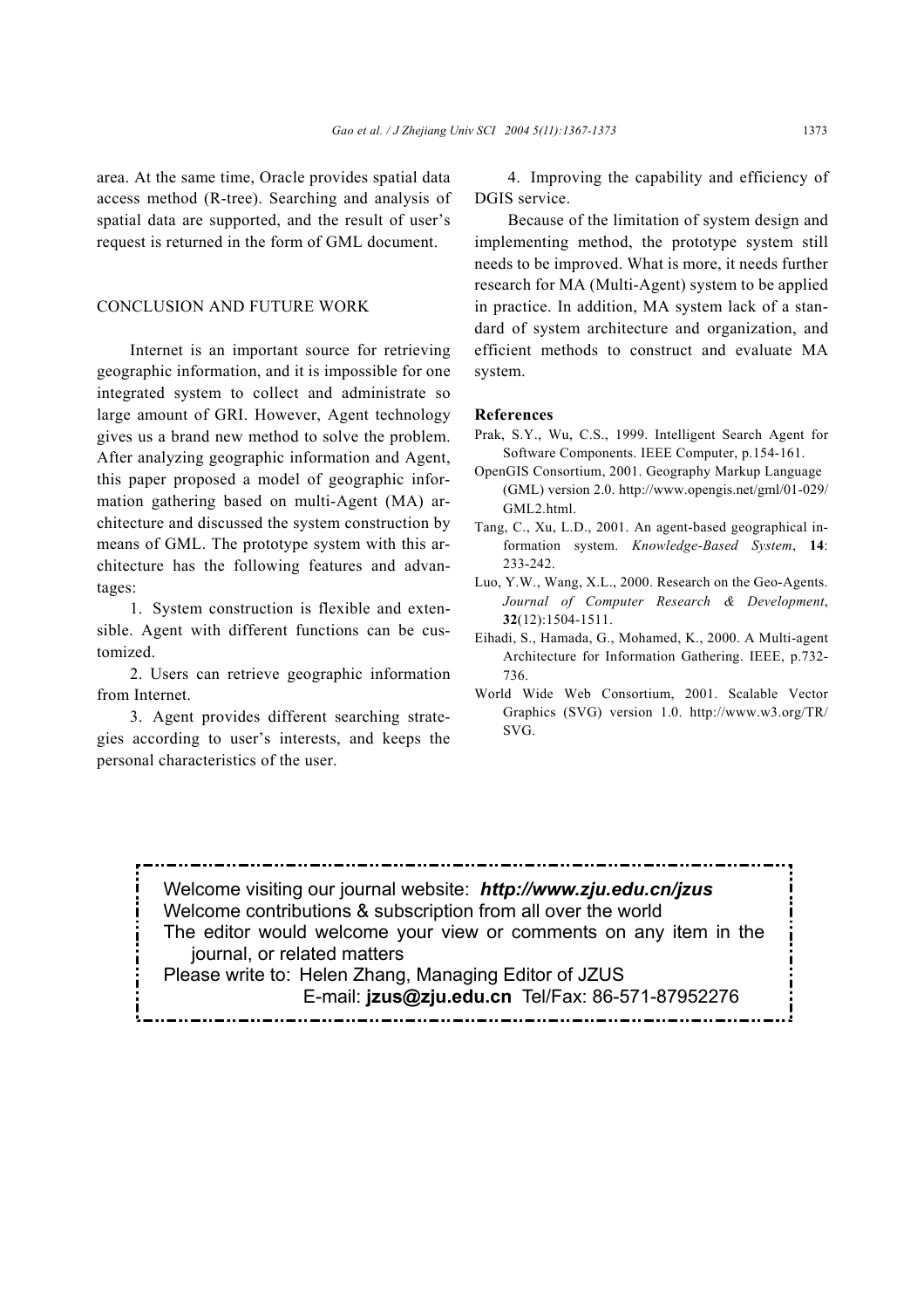area. At the same time, Oracle provides spatial data access method (R-tree). Searching and analysis of spatial data are supported, and the result of user's request is returned in the form of GML document.

## CONCLUSION AND FUTURE WORK

Internet is an important source for retrieving geographic information, and it is impossible for one integrated system to collect and administrate so large amount of GRI. However, Agent technology gives us a brand new method to solve the problem. After analyzing geographic information and Agent, this paper proposed a model of geographic information gathering based on multi-Agent (MA) architecture and discussed the system construction by means of GML. The prototype system with this architecture has the following features and advantages:

1. System construction is flexible and extensible. Agent with different functions can be customized.
2. Users can retrieve geographic information from Internet.
3. Agent provides different searching strategies according to user's interests, and keeps the personal characteristics of the user.
4. Improving the capability and efficiency of DGIS service.

Because of the limitation of system design and implementing method, the prototype system still needs to be improved. What is more, it needs further research for MA (Multi-Agent) system to be applied in practice. In addition, MA system lack of a standard of system architecture and organization, and efficient methods to construct and evaluate MA system.

**References**

Prak, S.Y., Wu, C.S., 1999. Intelligent Search Agent for Software Components. IEEE Computer, p.154-161.

OpenGIS Consortium, 2001. Geography Markup Language (GML) version 2.0. http://www.opengis.net/gml/01-029/GML2.html.

Tang, C., Xu, L.D., 2001. An agent-based geographical information system. *Knowledge-Based System*, **14**: 233-242.

Luo, Y.W., Wang, X.L., 2000. Research on the Geo-Agents. *Journal of Computer Research & Development*, **32**(12):1504-1511.

Eihadi, S., Hamada, G., Mohamed, K., 2000. A Multi-agent Architecture for Information Gathering. IEEE, p.732-736.

World Wide Web Consortium, 2001. Scalable Vector Graphics (SVG) version 1.0. http://www.w3.org/TR/SVG.

Welcome visiting our journal website: ***http://www.zju.edu.cn/jzus***
Welcome contributions & subscription from all over the world
The editor would welcome your view or comments on any item in the journal, or related matters
Please write to: Helen Zhang, Managing Editor of JZUS
E-mail: **jzus@zju.edu.cn** Tel/Fax: 86-571-87952276